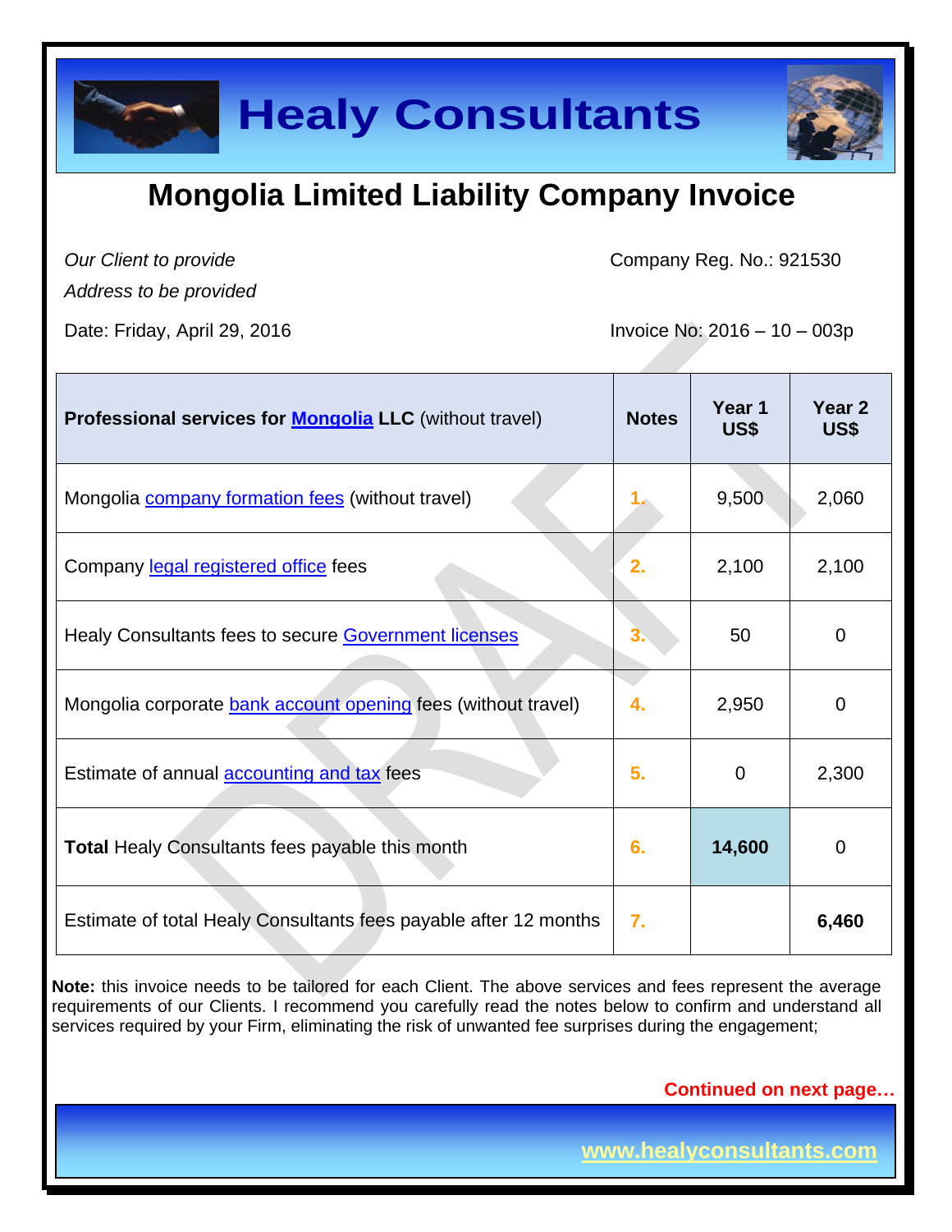# Healy Consultants

## Mongolia Limited Liability Company Invoice

*Our Client to provide*
*Address to be provided*

Company Reg. No.: 921530

Date: Friday, April 29, 2016

Invoice No: 2016 – 10 – 003p

| **Professional services for Mongolia LLC** (without travel) | **Notes** | **Year 1 US$** | **Year 2 US$** |
|---|---|---|---|
| Mongolia company formation fees (without travel) | 1. | 9,500 | 2,060 |
| Company legal registered office fees | 2. | 2,100 | 2,100 |
| Healy Consultants fees to secure Government licenses | 3. | 50 | 0 |
| Mongolia corporate bank account opening fees (without travel) | 4. | 2,950 | 0 |
| Estimate of annual accounting and tax fees | 5. | 0 | 2,300 |
| **Total** Healy Consultants fees payable this month | 6. | **14,600** | 0 |
| Estimate of total Healy Consultants fees payable after 12 months | 7. | | **6,460** |

**Note:** this invoice needs to be tailored for each Client. The above services and fees represent the average requirements of our Clients. I recommend you carefully read the notes below to confirm and understand all services required by your Firm, eliminating the risk of unwanted fee surprises during the engagement;

**Continued on next page…**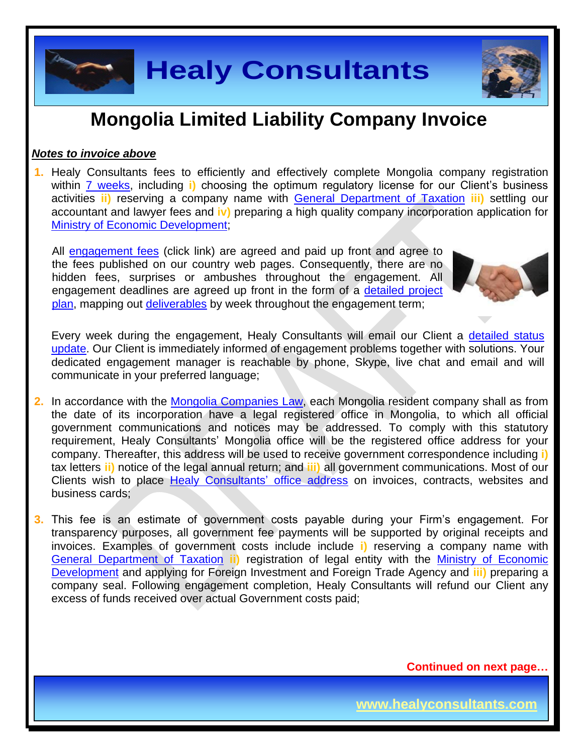# Mongolia Limited Liability Company Invoice

***Notes to invoice above***

1. Healy Consultants fees to efficiently and effectively complete Mongolia company registration within 7 weeks, including **i)** choosing the optimum regulatory license for our Client's business activities **ii)** reserving a company name with General Department of Taxation **iii)** settling our accountant and lawyer fees and **iv)** preparing a high quality company incorporation application for Ministry of Economic Development;

   All engagement fees (click link) are agreed and paid up front and agree to the fees published on our country web pages. Consequently, there are no hidden fees, surprises or ambushes throughout the engagement. All engagement deadlines are agreed up front in the form of a detailed project plan, mapping out deliverables by week throughout the engagement term;

   Every week during the engagement, Healy Consultants will email our Client a detailed status update. Our Client is immediately informed of engagement problems together with solutions. Your dedicated engagement manager is reachable by phone, Skype, live chat and email and will communicate in your preferred language;

2. In accordance with the Mongolia Companies Law, each Mongolia resident company shall as from the date of its incorporation have a legal registered office in Mongolia, to which all official government communications and notices may be addressed. To comply with this statutory requirement, Healy Consultants' Mongolia office will be the registered office address for your company. Thereafter, this address will be used to receive government correspondence including **i)** tax letters **ii)** notice of the legal annual return; and **iii)** all government communications. Most of our Clients wish to place Healy Consultants' office address on invoices, contracts, websites and business cards;

3. This fee is an estimate of government costs payable during your Firm's engagement. For transparency purposes, all government fee payments will be supported by original receipts and invoices. Examples of government costs include include **i)** reserving a company name with General Department of Taxation **ii)** registration of legal entity with the Ministry of Economic Development and applying for Foreign Investment and Foreign Trade Agency and **iii)** preparing a company seal. Following engagement completion, Healy Consultants will refund our Client any excess of funds received over actual Government costs paid;

**Continued on next page…**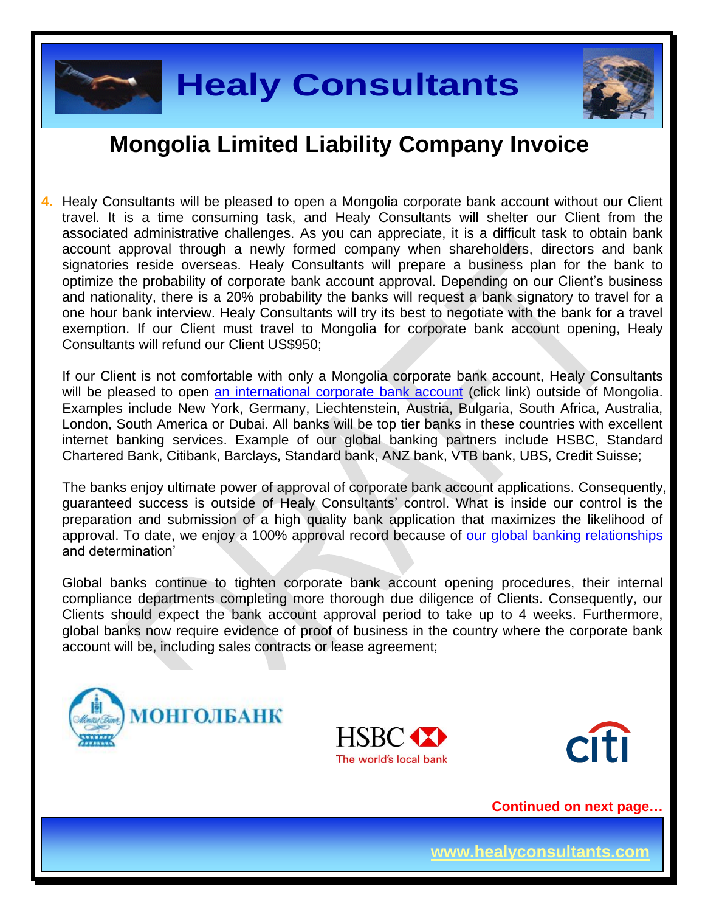# Mongolia Limited Liability Company Invoice

4. Healy Consultants will be pleased to open a Mongolia corporate bank account without our Client travel. It is a time consuming task, and Healy Consultants will shelter our Client from the associated administrative challenges. As you can appreciate, it is a difficult task to obtain bank account approval through a newly formed company when shareholders, directors and bank signatories reside overseas. Healy Consultants will prepare a business plan for the bank to optimize the probability of corporate bank account approval. Depending on our Client's business and nationality, there is a 20% probability the banks will request a bank signatory to travel for a one hour bank interview. Healy Consultants will try its best to negotiate with the bank for a travel exemption. If our Client must travel to Mongolia for corporate bank account opening, Healy Consultants will refund our Client US$950;

   If our Client is not comfortable with only a Mongolia corporate bank account, Healy Consultants will be pleased to open an international corporate bank account (click link) outside of Mongolia. Examples include New York, Germany, Liechtenstein, Austria, Bulgaria, South Africa, Australia, London, South America or Dubai. All banks will be top tier banks in these countries with excellent internet banking services. Example of our global banking partners include HSBC, Standard Chartered Bank, Citibank, Barclays, Standard bank, ANZ bank, VTB bank, UBS, Credit Suisse;

   The banks enjoy ultimate power of approval of corporate bank account applications. Consequently, guaranteed success is outside of Healy Consultants' control. What is inside our control is the preparation and submission of a high quality bank application that maximizes the likelihood of approval. To date, we enjoy a 100% approval record because of our global banking relationships and determination'

   Global banks continue to tighten corporate bank account opening procedures, their internal compliance departments completing more thorough due diligence of Clients. Consequently, our Clients should expect the bank account approval period to take up to 4 weeks. Furthermore, global banks now require evidence of proof of business in the country where the corporate bank account will be, including sales contracts or lease agreement;

**Continued on next page…**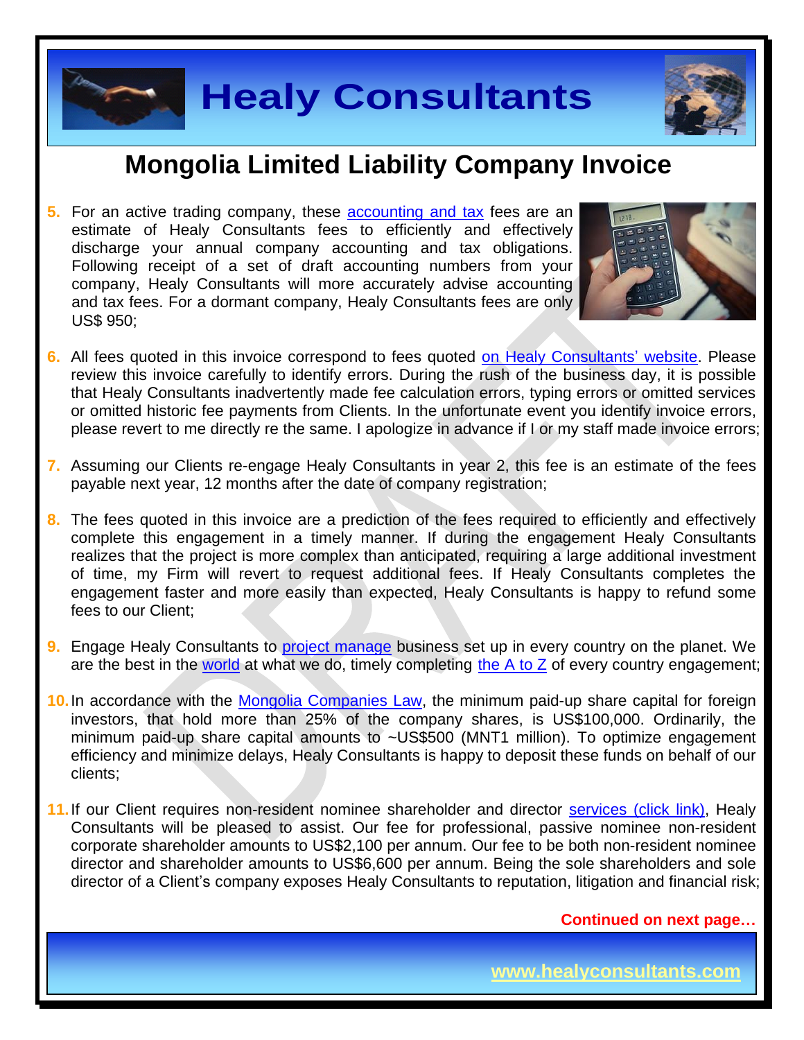# Mongolia Limited Liability Company Invoice

5. For an active trading company, these accounting and tax fees are an estimate of Healy Consultants fees to efficiently and effectively discharge your annual company accounting and tax obligations. Following receipt of a set of draft accounting numbers from your company, Healy Consultants will more accurately advise accounting and tax fees. For a dormant company, Healy Consultants fees are only US$ 950;

6. All fees quoted in this invoice correspond to fees quoted on Healy Consultants' website. Please review this invoice carefully to identify errors. During the rush of the business day, it is possible that Healy Consultants inadvertently made fee calculation errors, typing errors or omitted services or omitted historic fee payments from Clients. In the unfortunate event you identify invoice errors, please revert to me directly re the same. I apologize in advance if I or my staff made invoice errors;

7. Assuming our Clients re-engage Healy Consultants in year 2, this fee is an estimate of the fees payable next year, 12 months after the date of company registration;

8. The fees quoted in this invoice are a prediction of the fees required to efficiently and effectively complete this engagement in a timely manner. If during the engagement Healy Consultants realizes that the project is more complex than anticipated, requiring a large additional investment of time, my Firm will revert to request additional fees. If Healy Consultants completes the engagement faster and more easily than expected, Healy Consultants is happy to refund some fees to our Client;

9. Engage Healy Consultants to project manage business set up in every country on the planet. We are the best in the world at what we do, timely completing the A to Z of every country engagement;

10. In accordance with the Mongolia Companies Law, the minimum paid-up share capital for foreign investors, that hold more than 25% of the company shares, is US$100,000. Ordinarily, the minimum paid-up share capital amounts to ~US$500 (MNT1 million). To optimize engagement efficiency and minimize delays, Healy Consultants is happy to deposit these funds on behalf of our clients;

11. If our Client requires non-resident nominee shareholder and director services (click link), Healy Consultants will be pleased to assist. Our fee for professional, passive nominee non-resident corporate shareholder amounts to US$2,100 per annum. Our fee to be both non-resident nominee director and shareholder amounts to US$6,600 per annum. Being the sole shareholders and sole director of a Client's company exposes Healy Consultants to reputation, litigation and financial risk;

**Continued on next page…**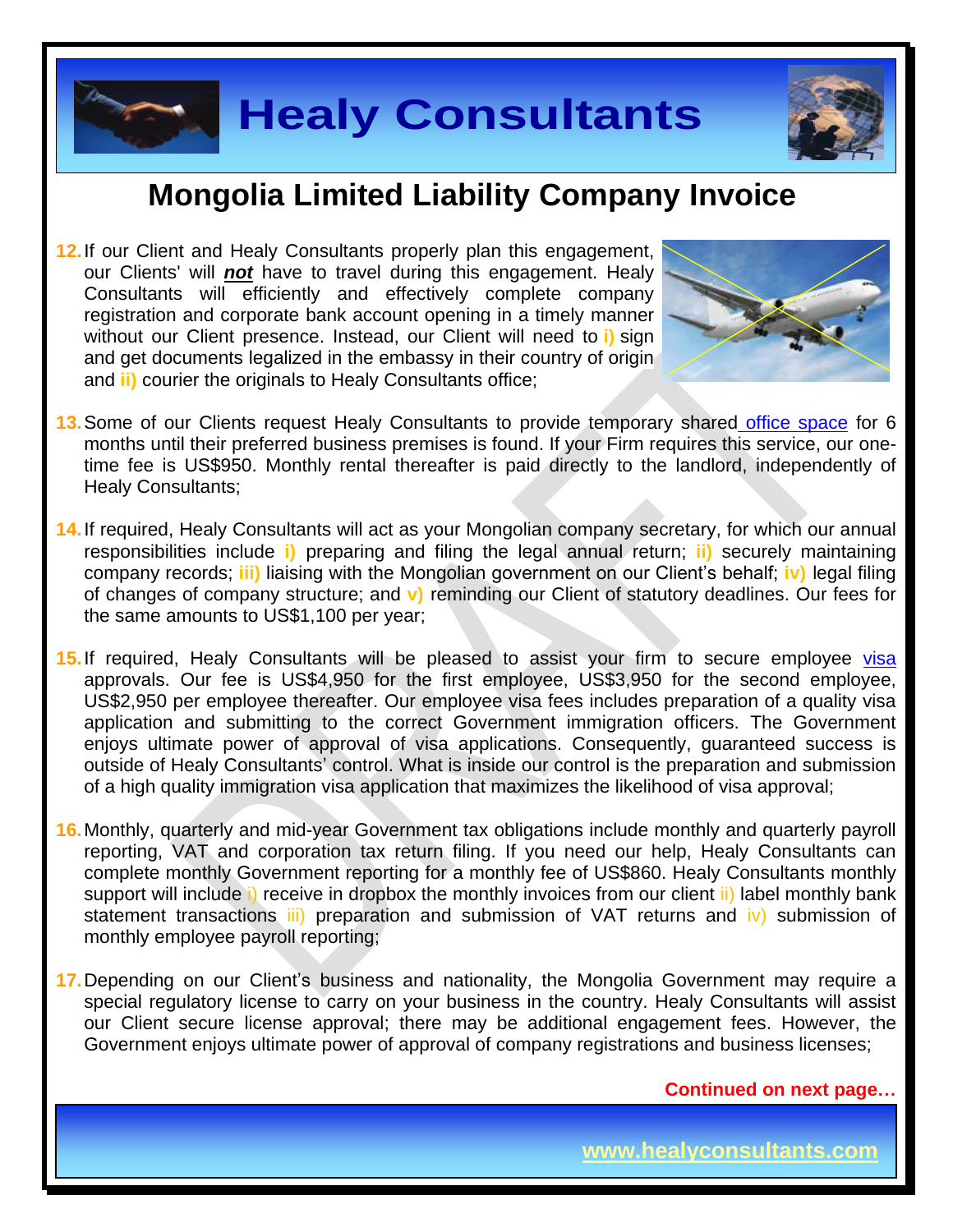# Mongolia Limited Liability Company Invoice

12. If our Client and Healy Consultants properly plan this engagement, our Clients' will ***not*** have to travel during this engagement. Healy Consultants will efficiently and effectively complete company registration and corporate bank account opening in a timely manner without our Client presence. Instead, our Client will need to **i)** sign and get documents legalized in the embassy in their country of origin and **ii)** courier the originals to Healy Consultants office;

13. Some of our Clients request Healy Consultants to provide temporary shared office space for 6 months until their preferred business premises is found. If your Firm requires this service, our one-time fee is US$950. Monthly rental thereafter is paid directly to the landlord, independently of Healy Consultants;

14. If required, Healy Consultants will act as your Mongolian company secretary, for which our annual responsibilities include **i)** preparing and filing the legal annual return; **ii)** securely maintaining company records; **iii)** liaising with the Mongolian government on our Client's behalf; **iv)** legal filing of changes of company structure; and **v)** reminding our Client of statutory deadlines. Our fees for the same amounts to US$1,100 per year;

15. If required, Healy Consultants will be pleased to assist your firm to secure employee visa approvals. Our fee is US$4,950 for the first employee, US$3,950 for the second employee, US$2,950 per employee thereafter. Our employee visa fees includes preparation of a quality visa application and submitting to the correct Government immigration officers. The Government enjoys ultimate power of approval of visa applications. Consequently, guaranteed success is outside of Healy Consultants' control. What is inside our control is the preparation and submission of a high quality immigration visa application that maximizes the likelihood of visa approval;

16. Monthly, quarterly and mid-year Government tax obligations include monthly and quarterly payroll reporting, VAT and corporation tax return filing. If you need our help, Healy Consultants can complete monthly Government reporting for a monthly fee of US$860. Healy Consultants monthly support will include i) receive in dropbox the monthly invoices from our client ii) label monthly bank statement transactions iii) preparation and submission of VAT returns and iv) submission of monthly employee payroll reporting;

17. Depending on our Client's business and nationality, the Mongolia Government may require a special regulatory license to carry on your business in the country. Healy Consultants will assist our Client secure license approval; there may be additional engagement fees. However, the Government enjoys ultimate power of approval of company registrations and business licenses;

**Continued on next page…**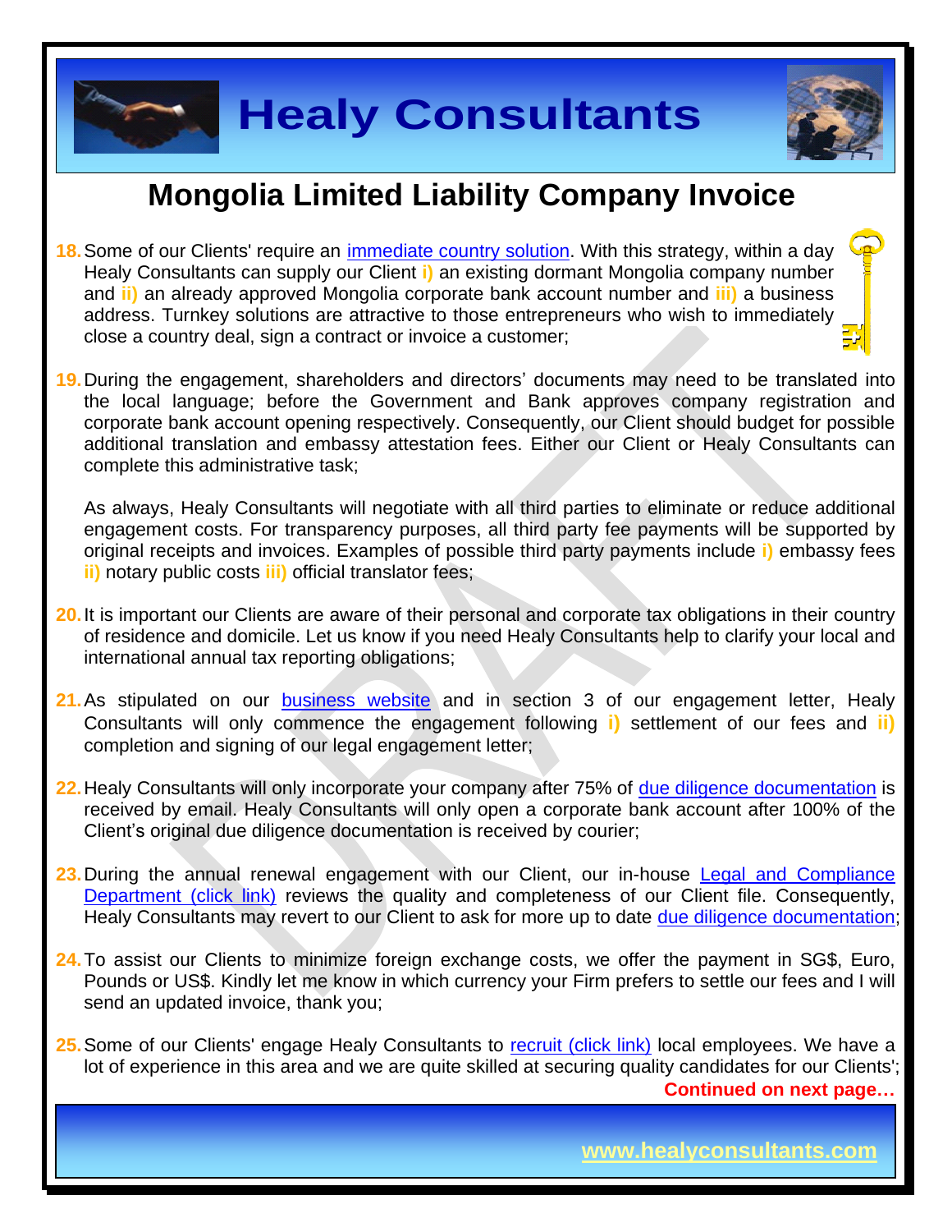# Mongolia Limited Liability Company Invoice

18. Some of our Clients' require an immediate country solution. With this strategy, within a day Healy Consultants can supply our Client **i)** an existing dormant Mongolia company number and **ii)** an already approved Mongolia corporate bank account number and **iii)** a business address. Turnkey solutions are attractive to those entrepreneurs who wish to immediately close a country deal, sign a contract or invoice a customer;

19. During the engagement, shareholders and directors' documents may need to be translated into the local language; before the Government and Bank approves company registration and corporate bank account opening respectively. Consequently, our Client should budget for possible additional translation and embassy attestation fees. Either our Client or Healy Consultants can complete this administrative task;

    As always, Healy Consultants will negotiate with all third parties to eliminate or reduce additional engagement costs. For transparency purposes, all third party fee payments will be supported by original receipts and invoices. Examples of possible third party payments include **i)** embassy fees **ii)** notary public costs **iii)** official translator fees;

20. It is important our Clients are aware of their personal and corporate tax obligations in their country of residence and domicile. Let us know if you need Healy Consultants help to clarify your local and international annual tax reporting obligations;

21. As stipulated on our business website and in section 3 of our engagement letter, Healy Consultants will only commence the engagement following **i)** settlement of our fees and **ii)** completion and signing of our legal engagement letter;

22. Healy Consultants will only incorporate your company after 75% of due diligence documentation is received by email. Healy Consultants will only open a corporate bank account after 100% of the Client's original due diligence documentation is received by courier;

23. During the annual renewal engagement with our Client, our in-house Legal and Compliance Department (click link) reviews the quality and completeness of our Client file. Consequently, Healy Consultants may revert to our Client to ask for more up to date due diligence documentation;

24. To assist our Clients to minimize foreign exchange costs, we offer the payment in SG$, Euro, Pounds or US$. Kindly let me know in which currency your Firm prefers to settle our fees and I will send an updated invoice, thank you;

25. Some of our Clients' engage Healy Consultants to recruit (click link) local employees. We have a lot of experience in this area and we are quite skilled at securing quality candidates for our Clients';

**Continued on next page…**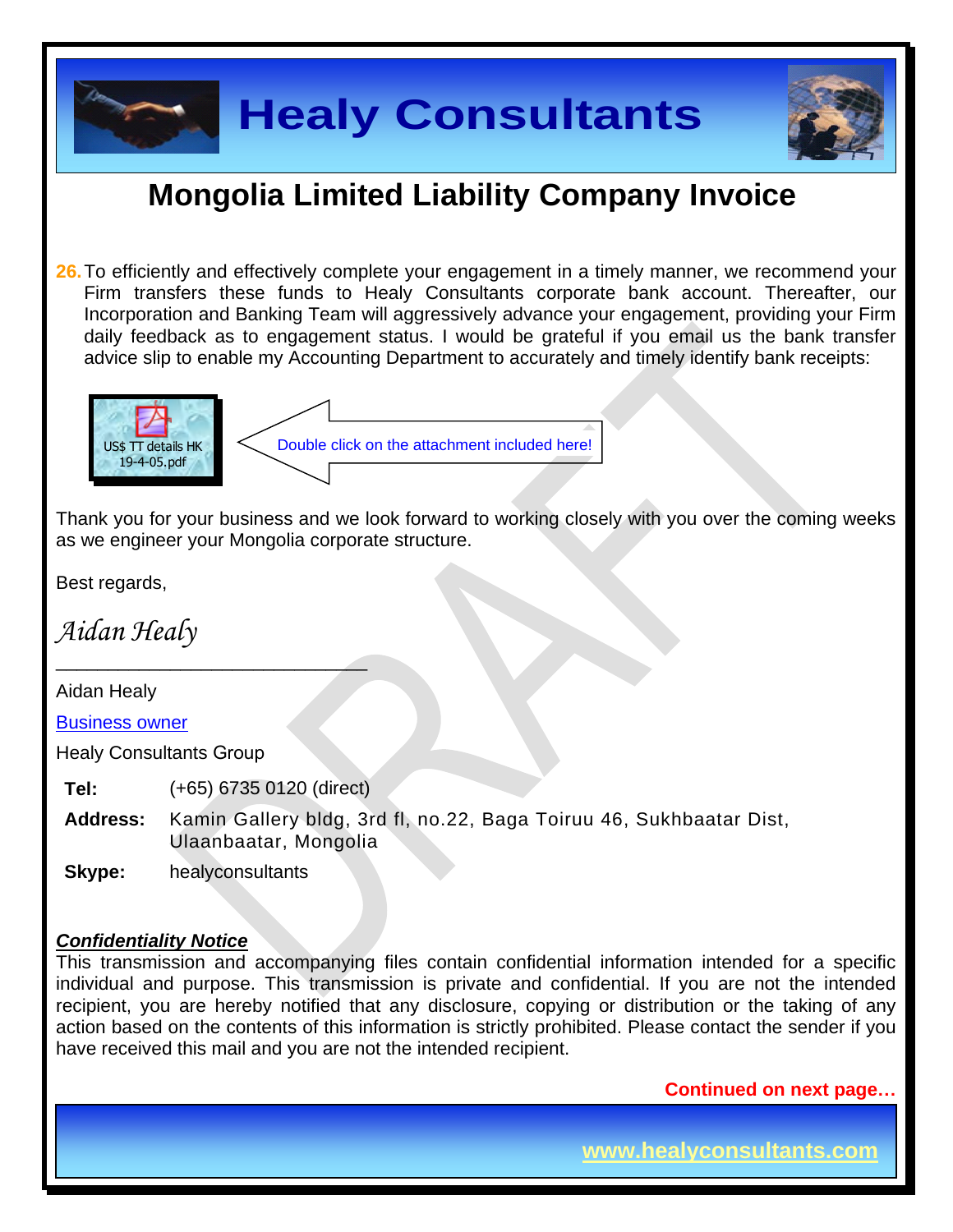# Mongolia Limited Liability Company Invoice

26. To efficiently and effectively complete your engagement in a timely manner, we recommend your Firm transfers these funds to Healy Consultants corporate bank account. Thereafter, our Incorporation and Banking Team will aggressively advance your engagement, providing your Firm daily feedback as to engagement status. I would be grateful if you email us the bank transfer advice slip to enable my Accounting Department to accurately and timely identify bank receipts:

US$ TT details HK 19-4-05.pdf

Double click on the attachment included here!

Thank you for your business and we look forward to working closely with you over the coming weeks as we engineer your Mongolia corporate structure.

Best regards,

*Aidan Healy*

______________________________

Aidan Healy

Business owner

Healy Consultants Group

| | |
|---|---|
| **Tel:** | (+65) 6735 0120 (direct) |
| **Address:** | Kamin Gallery bldg, 3rd fl, no.22, Baga Toiruu 46, Sukhbaatar Dist, Ulaanbaatar, Mongolia |
| **Skype:** | healyconsultants |

***Confidentiality Notice***

This transmission and accompanying files contain confidential information intended for a specific individual and purpose. This transmission is private and confidential. If you are not the intended recipient, you are hereby notified that any disclosure, copying or distribution or the taking of any action based on the contents of this information is strictly prohibited. Please contact the sender if you have received this mail and you are not the intended recipient.

**Continued on next page…**